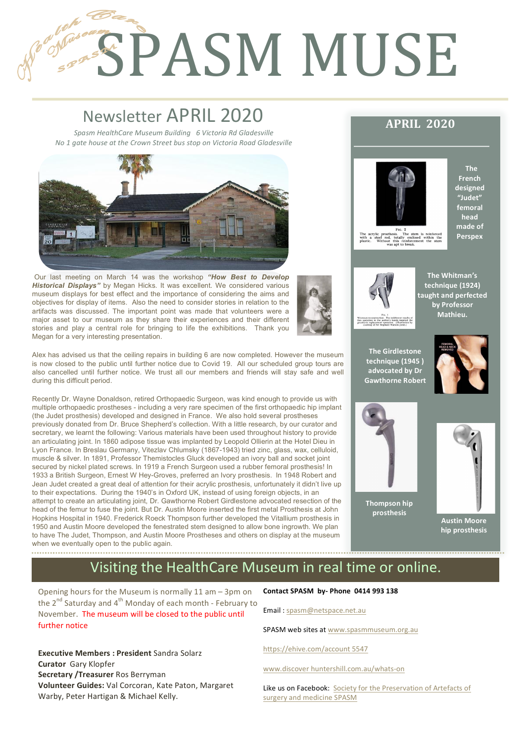# SPASM MUSE

## Newsletter APRIL 2020

*Spasm HealthCare Museum Building 6 Victoria Rd Gladesville*
*No 1 gate house at the Crown Street bus stop on Victoria Road Gladesville*

Our last meeting on March 14 was the workshop ***"How Best to Develop Historical Displays"*** by Megan Hicks. It was excellent. We considered various museum displays for best effect and the importance of considering the aims and objectives for display of items. Also the need to consider stories in relation to the artifacts was discussed. The important point was made that volunteers were a major asset to our museum as they share their experiences and their different stories and play a central role for bringing to life the exhibitions. Thank you Megan for a very interesting presentation.

Alex has advised us that the ceiling repairs in building 6 are now completed. However the museum is now closed to the public until further notice due to Covid 19. All our scheduled group tours are also cancelled until further notice. We trust all our members and friends will stay safe and well during this difficult period.

Recently Dr. Wayne Donaldson, retired Orthopaedic Surgeon, was kind enough to provide us with multiple orthopaedic prostheses - including a very rare specimen of the first orthopaedic hip implant (the Judet prosthesis) developed and designed in France. We also hold several prostheses previously donated from Dr. Bruce Shepherd's collection. With a little research, by our curator and secretary, we learnt the following: Various materials have been used throughout history to provide an articulating joint. In 1860 adipose tissue was implanted by Leopold Ollierin at the Hotel Dieu in Lyon France. In Breslau Germany, Vitezlav Chlumsky (1867-1943) tried zinc, glass, wax, celluloid, muscle & silver. In 1891, Professor Themistocles Gluck developed an ivory ball and socket joint secured by nickel plated screws. In 1919 a French Surgeon used a rubber femoral prosthesis! In 1933 a British Surgeon, Ernest W Hey-Groves, preferred an Ivory prosthesis. In 1948 Robert and Jean Judet created a great deal of attention for their acrylic prosthesis, unfortunately it didn't live up to their expectations. During the 1940's in Oxford UK, instead of using foreign objects, in an attempt to create an articulating joint, Dr. Gawthorne Robert Girdlestone advocated resection of the head of the femur to fuse the joint. But Dr. Austin Moore inserted the first metal Prosthesis at John Hopkins Hospital in 1940. Frederick Roeck Thompson further developed the Vitallium prosthesis in 1950 and Austin Moore developed the fenestrated stem designed to allow bone ingrowth. We plan to have The Judet, Thompson, and Austin Moore Prostheses and others on display at the museum when we eventually open to the public again.

### APRIL 2020

Fig. 2
The acrylic prosthesis. The stem is reinforced with a steel rod, totally enclosed within the plastic. Without this reinforcement the stem was apt to break.

**The French designed "Judet" femoral head made of Perspex**

**The Whitman's technique (1924) taught and perfected by Professor Mathieu.**

**The Girdlestone technique (1945 ) advocated by Dr Gawthorne Robert**

**Thompson hip prosthesis**

**Austin Moore hip prosthesis**

## Visiting the HealthCare Museum in real time or online.

Opening hours for the Museum is normally 11 am – 3pm on the 2nd Saturday and 4th Monday of each month - February to November. The museum will be closed to the public until further notice

**Executive Members : President** Sandra Solarz
**Curator** Gary Klopfer
**Secretary /Treasurer** Ros Berryman
**Volunteer Guides:** Val Corcoran, Kate Paton, Margaret Warby, Peter Hartigan & Michael Kelly.

**Contact SPASM by- Phone 0414 993 138**

Email : spasm@netspace.net.au

SPASM web sites at www.spasmmuseum.org.au

https://ehive.com/account 5547

www.discover huntershill.com.au/whats-on

Like us on Facebook: Society for the Preservation of Artefacts of surgery and medicine SPASM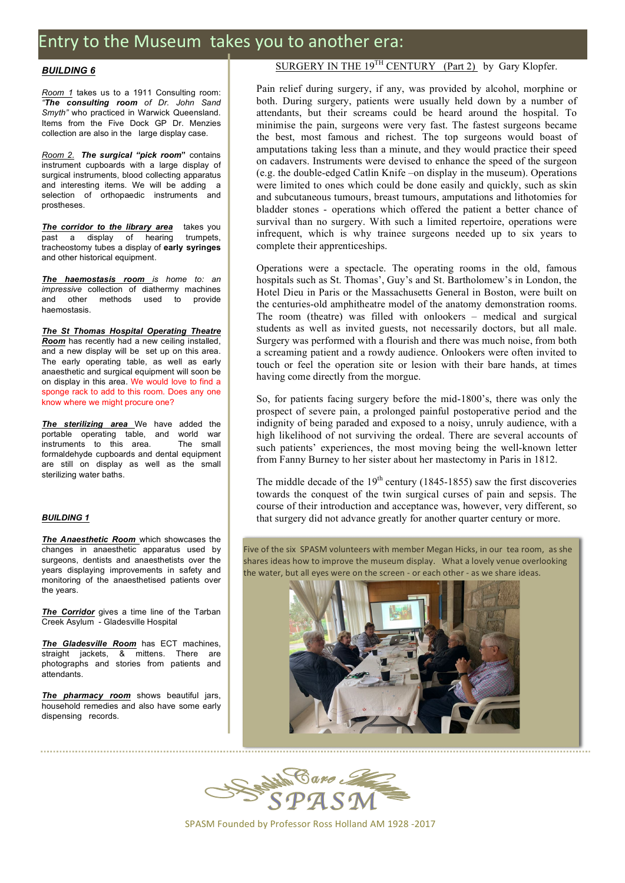# Entry to the Museum takes you to another era:

### BUILDING 6

*Room 1* takes us to a 1911 Consulting room: ***"The consulting room** of Dr. John Sand Smyth"* who practiced in Warwick Queensland. Items from the Five Dock GP Dr. Menzies collection are also in the large display case.

*Room 2.* ***The surgical "pick room"*** contains instrument cupboards with a large display of surgical instruments, blood collecting apparatus and interesting items. We will be adding a selection of orthopaedic instruments and prostheses.

***The corridor to the library area*** takes you past a display of hearing trumpets, tracheostomy tubes a display of **early syringes** and other historical equipment.

***The haemostasis room*** *is* home to: an *impressive* collection of diathermy machines and other methods used to provide haemostasis.

***The St Thomas Hospital Operating Theatre Room*** has recently had a new ceiling installed, and a new display will be set up on this area. The early operating table, as well as early anaesthetic and surgical equipment will soon be on display in this area. We would love to find a sponge rack to add to this room. Does any one know where we might procure one?

***The sterilizing area*** We have added the portable operating table, and world war instruments to this area. The small formaldehyde cupboards and dental equipment are still on display as well as the small sterilizing water baths.

### BUILDING 1

***The Anaesthetic Room*** which showcases the changes in anaesthetic apparatus used by surgeons, dentists and anaesthetists over the years displaying improvements in safety and monitoring of the anaesthetised patients over the years.

***The Corridor*** gives a time line of the Tarban Creek Asylum - Gladesville Hospital

***The Gladesville Room*** has ECT machines, straight jackets, & mittens. There are photographs and stories from patients and attendants.

***The pharmacy room*** shows beautiful jars, household remedies and also have some early dispensing records.

## SURGERY IN THE 19TH CENTURY (Part 2) by Gary Klopfer.

Pain relief during surgery, if any, was provided by alcohol, morphine or both. During surgery, patients were usually held down by a number of attendants, but their screams could be heard around the hospital. To minimise the pain, surgeons were very fast. The fastest surgeons became the best, most famous and richest. The top surgeons would boast of amputations taking less than a minute, and they would practice their speed on cadavers. Instruments were devised to enhance the speed of the surgeon (e.g. the double-edged Catlin Knife –on display in the museum). Operations were limited to ones which could be done easily and quickly, such as skin and subcutaneous tumours, breast tumours, amputations and lithotomies for bladder stones - operations which offered the patient a better chance of survival than no surgery. With such a limited repertoire, operations were infrequent, which is why trainee surgeons needed up to six years to complete their apprenticeships.

Operations were a spectacle. The operating rooms in the old, famous hospitals such as St. Thomas', Guy's and St. Bartholomew's in London, the Hotel Dieu in Paris or the Massachusetts General in Boston, were built on the centuries-old amphitheatre model of the anatomy demonstration rooms. The room (theatre) was filled with onlookers – medical and surgical students as well as invited guests, not necessarily doctors, but all male. Surgery was performed with a flourish and there was much noise, from both a screaming patient and a rowdy audience. Onlookers were often invited to touch or feel the operation site or lesion with their bare hands, at times having come directly from the morgue.

So, for patients facing surgery before the mid-1800's, there was only the prospect of severe pain, a prolonged painful postoperative period and the indignity of being paraded and exposed to a noisy, unruly audience, with a high likelihood of not surviving the ordeal. There are several accounts of such patients' experiences, the most moving being the well-known letter from Fanny Burney to her sister about her mastectomy in Paris in 1812.

The middle decade of the 19th century (1845-1855) saw the first discoveries towards the conquest of the twin surgical curses of pain and sepsis. The course of their introduction and acceptance was, however, very different, so that surgery did not advance greatly for another quarter century or more.

Five of the six SPASM volunteers with member Megan Hicks, in our tea room, as she shares ideas how to improve the museum display. What a lovely venue overlooking the water, but all eyes were on the screen - or each other - as we share ideas.

Health Care SPASM

SPASM Founded by Professor Ross Holland AM 1928 -2017